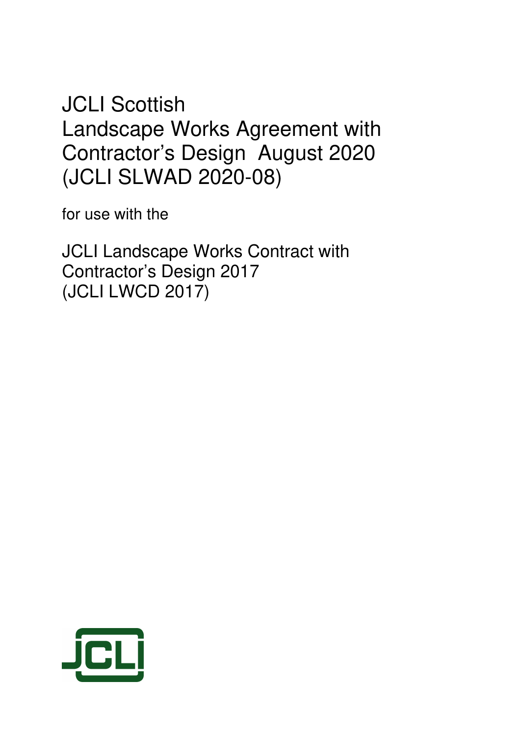# JCLI Scottish Landscape Works Agreement with Contractor's Design August 2020 (JCLI SLWAD 2020-08)

for use with the

## JCLI Landscape Works Contract with Contractor's Design 2017 (JCLI LWCD 2017)

JCLI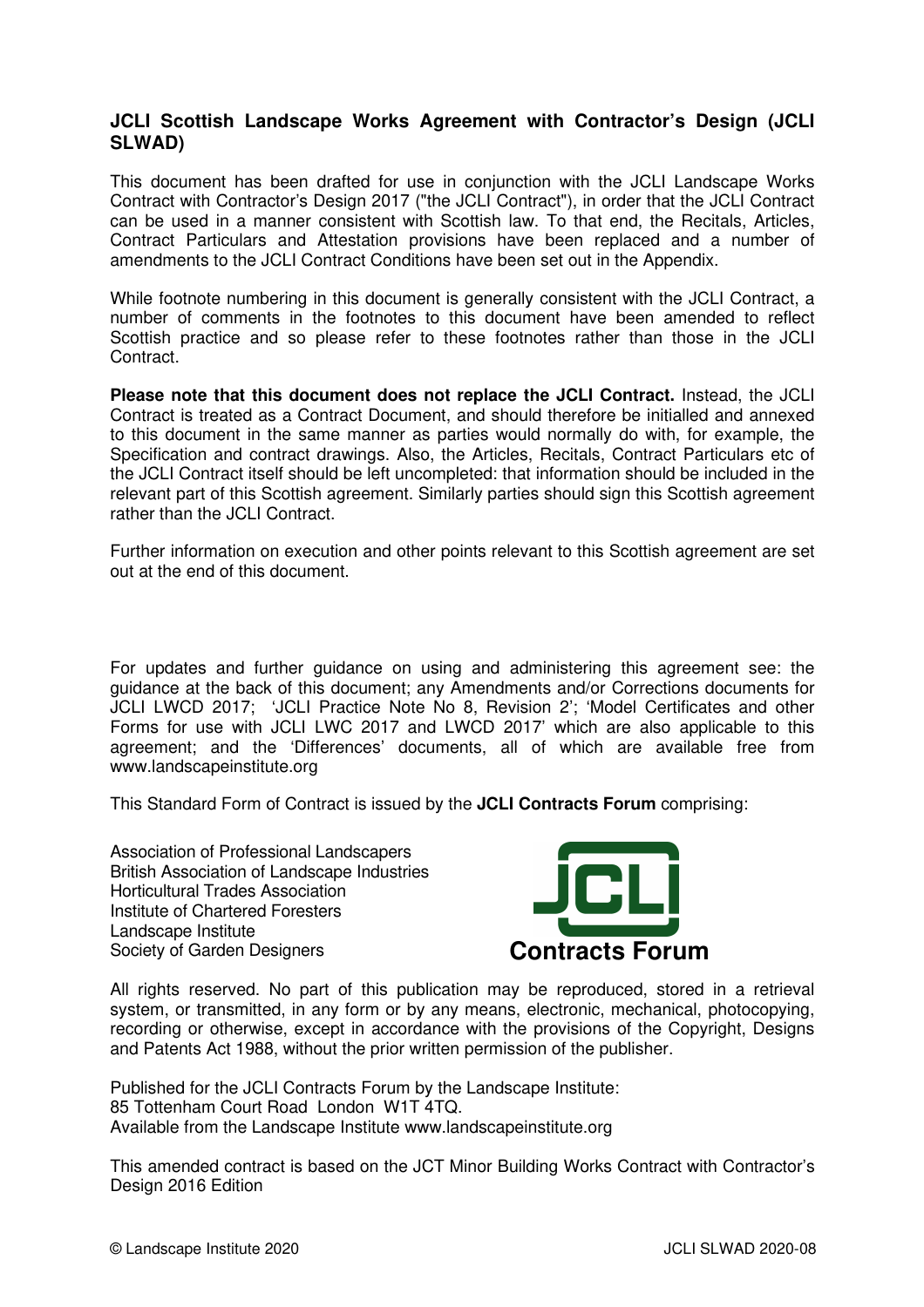**JCLI Scottish Landscape Works Agreement with Contractor's Design (JCLI SLWAD)**

This document has been drafted for use in conjunction with the JCLI Landscape Works Contract with Contractor's Design 2017 ("the JCLI Contract"), in order that the JCLI Contract can be used in a manner consistent with Scottish law. To that end, the Recitals, Articles, Contract Particulars and Attestation provisions have been replaced and a number of amendments to the JCLI Contract Conditions have been set out in the Appendix.

While footnote numbering in this document is generally consistent with the JCLI Contract, a number of comments in the footnotes to this document have been amended to reflect Scottish practice and so please refer to these footnotes rather than those in the JCLI Contract.

**Please note that this document does not replace the JCLI Contract.** Instead, the JCLI Contract is treated as a Contract Document, and should therefore be initialled and annexed to this document in the same manner as parties would normally do with, for example, the Specification and contract drawings. Also, the Articles, Recitals, Contract Particulars etc of the JCLI Contract itself should be left uncompleted: that information should be included in the relevant part of this Scottish agreement. Similarly parties should sign this Scottish agreement rather than the JCLI Contract.

Further information on execution and other points relevant to this Scottish agreement are set out at the end of this document.

For updates and further guidance on using and administering this agreement see: the guidance at the back of this document; any Amendments and/or Corrections documents for JCLI LWCD 2017; 'JCLI Practice Note No 8, Revision 2'; 'Model Certificates and other Forms for use with JCLI LWC 2017 and LWCD 2017' which are also applicable to this agreement; and the 'Differences' documents, all of which are available free from www.landscapeinstitute.org

This Standard Form of Contract is issued by the **JCLI Contracts Forum** comprising:

Association of Professional Landscapers
British Association of Landscape Industries
Horticultural Trades Association
Institute of Chartered Foresters
Landscape Institute
Society of Garden Designers

**JCLI Contracts Forum**

All rights reserved. No part of this publication may be reproduced, stored in a retrieval system, or transmitted, in any form or by any means, electronic, mechanical, photocopying, recording or otherwise, except in accordance with the provisions of the Copyright, Designs and Patents Act 1988, without the prior written permission of the publisher.

Published for the JCLI Contracts Forum by the Landscape Institute:
85 Tottenham Court Road London W1T 4TQ.
Available from the Landscape Institute www.landscapeinstitute.org

This amended contract is based on the JCT Minor Building Works Contract with Contractor's Design 2016 Edition

© Landscape Institute 2020 JCLI SLWAD 2020-08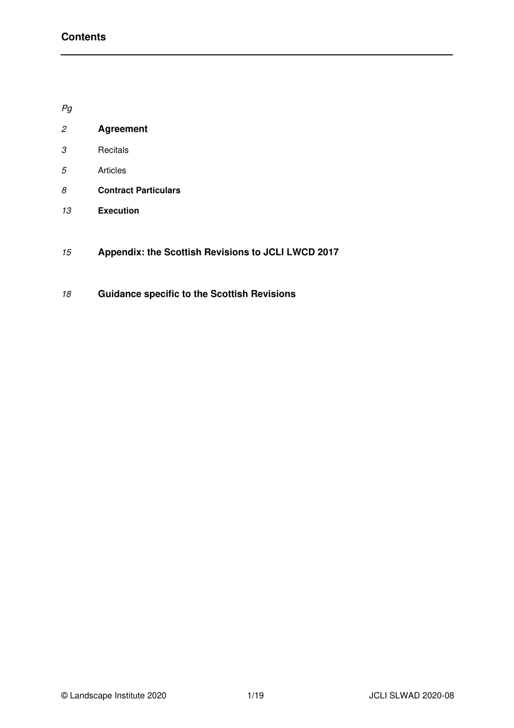## Contents

| *Pg* | |
|---|---|
| *2* | **Agreement** |
| *3* | Recitals |
| *5* | Articles |
| *8* | **Contract Particulars** |
| *13* | **Execution** |
| *15* | **Appendix: the Scottish Revisions to JCLI LWCD 2017** |
| *18* | **Guidance specific to the Scottish Revisions** |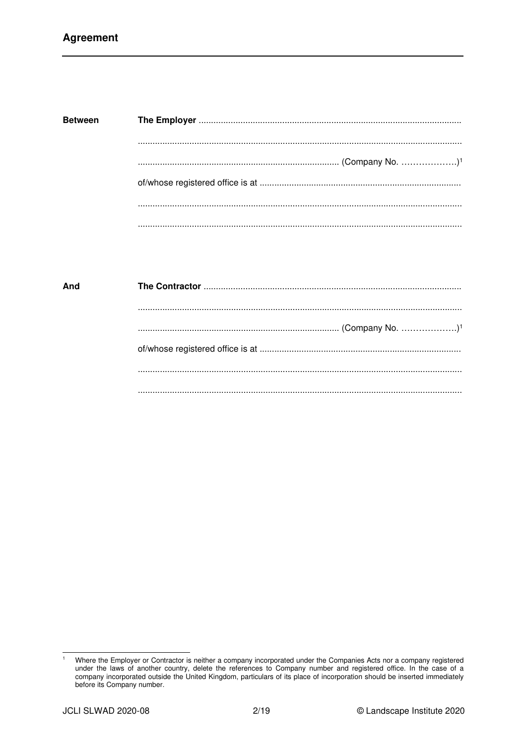## Agreement

**Between** **The Employer** ..........................................................................................................

..................................................................................................................................

................................................................................ (Company No. ………………)[1]

of/whose registered office is at .................................................................................

..................................................................................................................................

..................................................................................................................................

**And** **The Contractor** .......................................................................................................

..................................................................................................................................

................................................................................ (Company No. ………………)[1]

of/whose registered office is at .................................................................................

..................................................................................................................................

..................................................................................................................................

---

[1] Where the Employer or Contractor is neither a company incorporated under the Companies Acts nor a company registered under the laws of another country, delete the references to Company number and registered office. In the case of a company incorporated outside the United Kingdom, particulars of its place of incorporation should be inserted immediately before its Company number.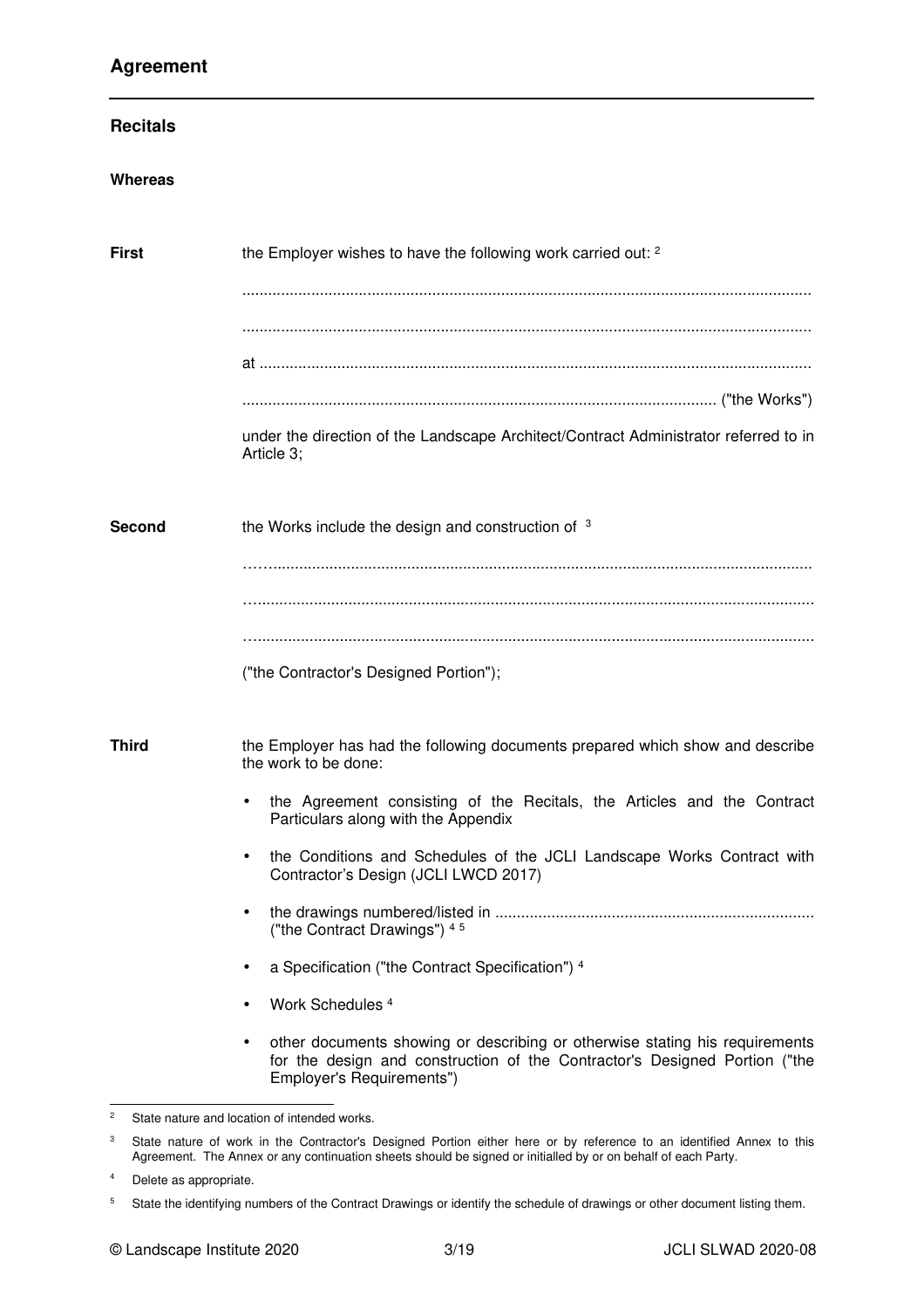## Agreement

### Recitals

**Whereas**

**First** the Employer wishes to have the following work carried out: [2]

..................................................................................................................................

..................................................................................................................................

at ..............................................................................................................................

............................................................................................................ ("the Works")

under the direction of the Landscape Architect/Contract Administrator referred to in Article 3;

**Second** the Works include the design and construction of [3]

…….........................................................................................................................

…..............................................................................................................................

…..............................................................................................................................

("the Contractor's Designed Portion");

**Third** the Employer has had the following documents prepared which show and describe the work to be done:

- the Agreement consisting of the Recitals, the Articles and the Contract Particulars along with the Appendix
- the Conditions and Schedules of the JCLI Landscape Works Contract with Contractor's Design (JCLI LWCD 2017)
- the drawings numbered/listed in ......................................................................... ("the Contract Drawings") [4] [5]
- a Specification ("the Contract Specification") [4]
- Work Schedules [4]
- other documents showing or describing or otherwise stating his requirements for the design and construction of the Contractor's Designed Portion ("the Employer's Requirements")

---

[2] State nature and location of intended works.

[3] State nature of work in the Contractor's Designed Portion either here or by reference to an identified Annex to this Agreement. The Annex or any continuation sheets should be signed or initialled by or on behalf of each Party.

[4] Delete as appropriate.

[5] State the identifying numbers of the Contract Drawings or identify the schedule of drawings or other document listing them.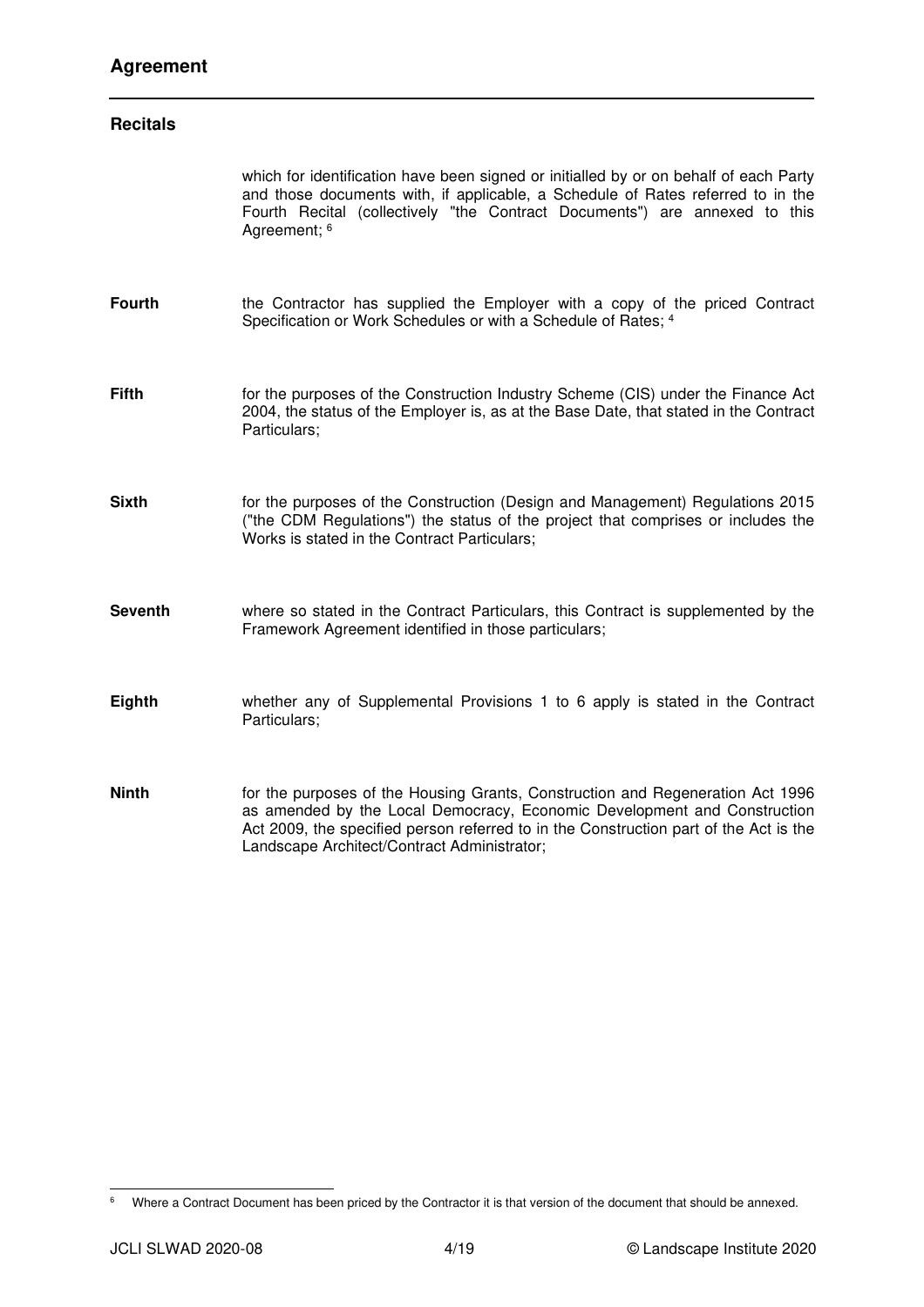## Agreement

### Recitals

which for identification have been signed or initialled by or on behalf of each Party and those documents with, if applicable, a Schedule of Rates referred to in the Fourth Recital (collectively "the Contract Documents") are annexed to this Agreement; [6]

**Fourth** the Contractor has supplied the Employer with a copy of the priced Contract Specification or Work Schedules or with a Schedule of Rates; [4]

**Fifth** for the purposes of the Construction Industry Scheme (CIS) under the Finance Act 2004, the status of the Employer is, as at the Base Date, that stated in the Contract Particulars;

**Sixth** for the purposes of the Construction (Design and Management) Regulations 2015 ("the CDM Regulations") the status of the project that comprises or includes the Works is stated in the Contract Particulars;

**Seventh** where so stated in the Contract Particulars, this Contract is supplemented by the Framework Agreement identified in those particulars;

**Eighth** whether any of Supplemental Provisions 1 to 6 apply is stated in the Contract Particulars;

**Ninth** for the purposes of the Housing Grants, Construction and Regeneration Act 1996 as amended by the Local Democracy, Economic Development and Construction Act 2009, the specified person referred to in the Construction part of the Act is the Landscape Architect/Contract Administrator;

---

[6] Where a Contract Document has been priced by the Contractor it is that version of the document that should be annexed.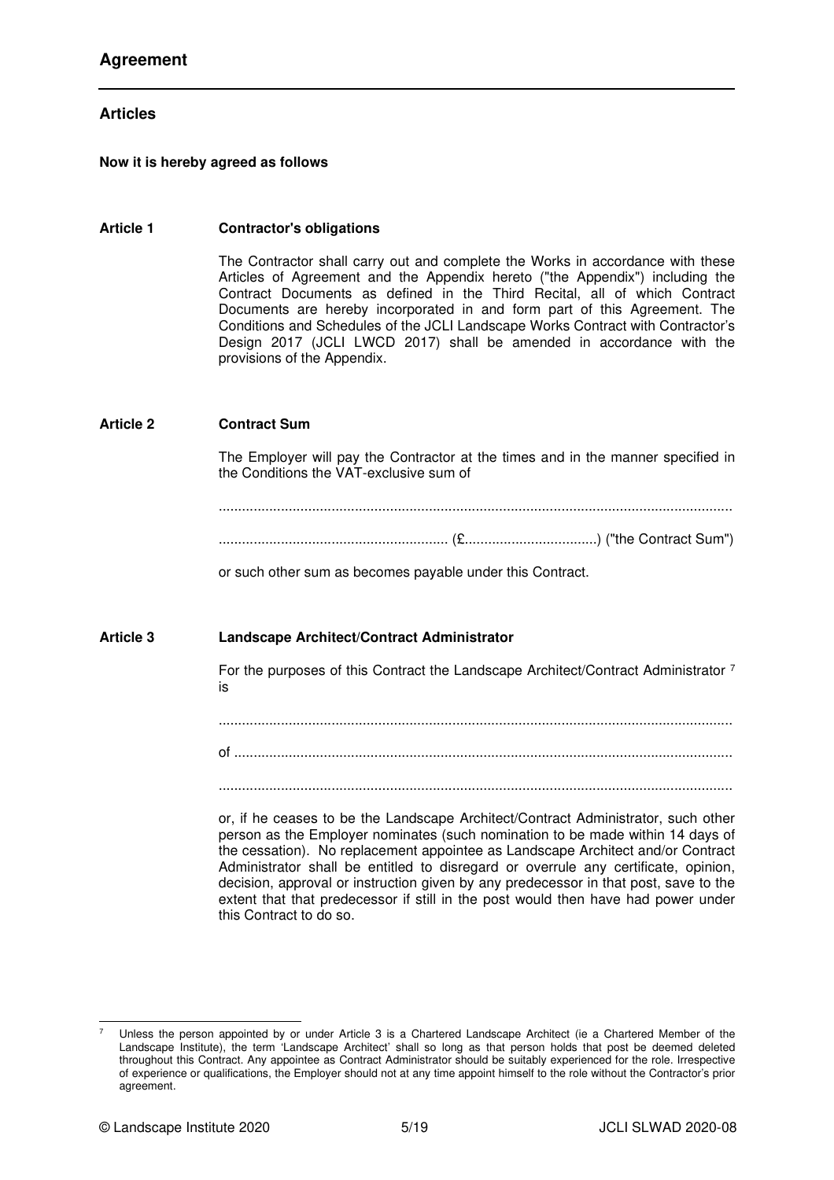# Agreement

## Articles

**Now it is hereby agreed as follows**

**Article 1 Contractor's obligations**

The Contractor shall carry out and complete the Works in accordance with these Articles of Agreement and the Appendix hereto ("the Appendix") including the Contract Documents as defined in the Third Recital, all of which Contract Documents are hereby incorporated in and form part of this Agreement. The Conditions and Schedules of the JCLI Landscape Works Contract with Contractor's Design 2017 (JCLI LWCD 2017) shall be amended in accordance with the provisions of the Appendix.

**Article 2 Contract Sum**

The Employer will pay the Contractor at the times and in the manner specified in the Conditions the VAT-exclusive sum of

..................................................................................................................................

........................................................... (£..................................) ("the Contract Sum")

or such other sum as becomes payable under this Contract.

**Article 3 Landscape Architect/Contract Administrator**

For the purposes of this Contract the Landscape Architect/Contract Administrator [7] is

..................................................................................................................................

of ..............................................................................................................................

..................................................................................................................................

or, if he ceases to be the Landscape Architect/Contract Administrator, such other person as the Employer nominates (such nomination to be made within 14 days of the cessation). No replacement appointee as Landscape Architect and/or Contract Administrator shall be entitled to disregard or overrule any certificate, opinion, decision, approval or instruction given by any predecessor in that post, save to the extent that that predecessor if still in the post would then have had power under this Contract to do so.

---

[7] Unless the person appointed by or under Article 3 is a Chartered Landscape Architect (ie a Chartered Member of the Landscape Institute), the term 'Landscape Architect' shall so long as that person holds that post be deemed deleted throughout this Contract. Any appointee as Contract Administrator should be suitably experienced for the role. Irrespective of experience or qualifications, the Employer should not at any time appoint himself to the role without the Contractor's prior agreement.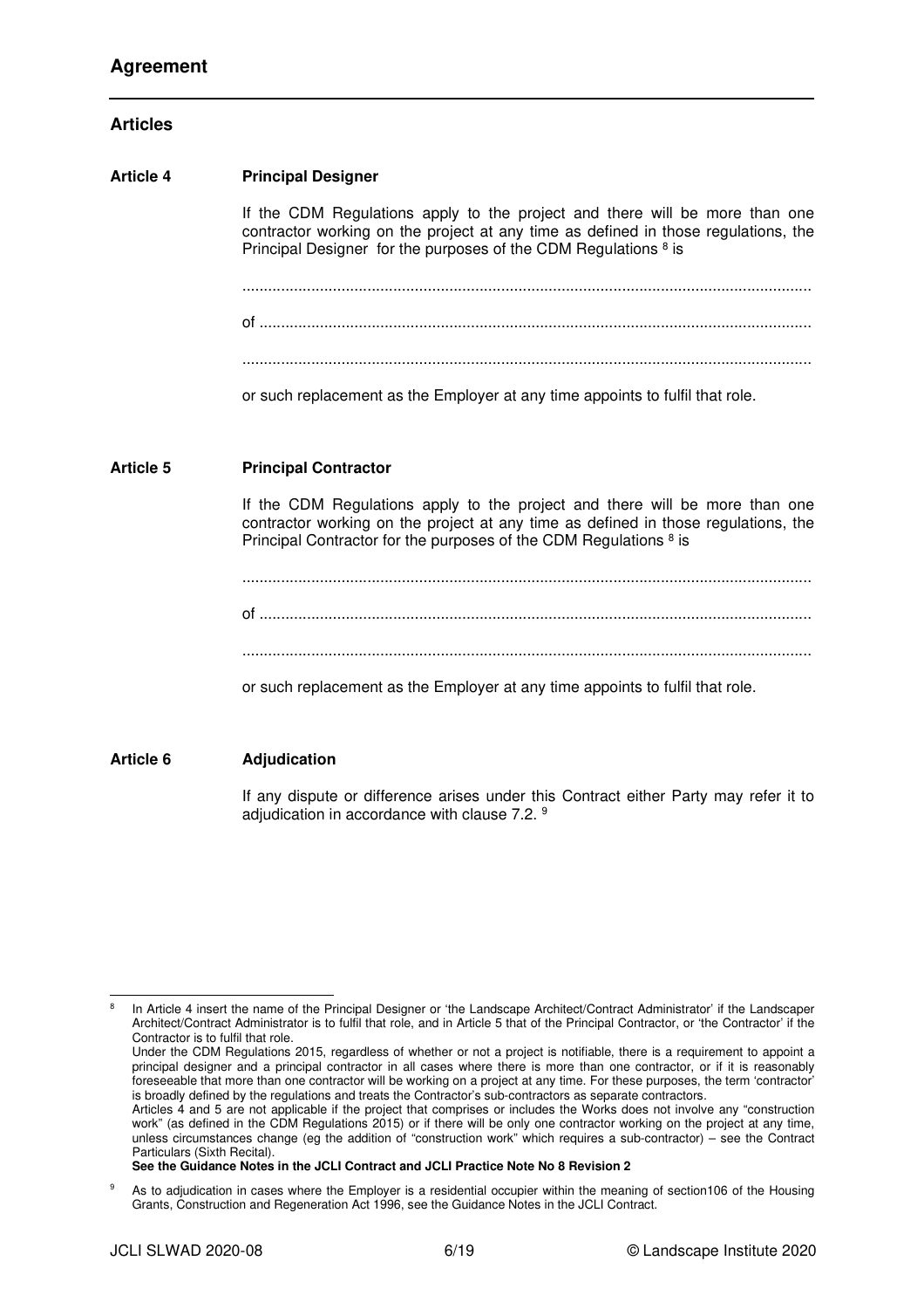# Agreement

## Articles

**Article 4** **Principal Designer**

If the CDM Regulations apply to the project and there will be more than one contractor working on the project at any time as defined in those regulations, the Principal Designer for the purposes of the CDM Regulations [8] is

..................................................................................................................................

of ..............................................................................................................................

..................................................................................................................................

or such replacement as the Employer at any time appoints to fulfil that role.

**Article 5** **Principal Contractor**

If the CDM Regulations apply to the project and there will be more than one contractor working on the project at any time as defined in those regulations, the Principal Contractor for the purposes of the CDM Regulations [8] is

..................................................................................................................................

of ..............................................................................................................................

..................................................................................................................................

or such replacement as the Employer at any time appoints to fulfil that role.

**Article 6** **Adjudication**

If any dispute or difference arises under this Contract either Party may refer it to adjudication in accordance with clause 7.2. [9]

---

[8] In Article 4 insert the name of the Principal Designer or 'the Landscape Architect/Contract Administrator' if the Landscaper Architect/Contract Administrator is to fulfil that role, and in Article 5 that of the Principal Contractor, or 'the Contractor' if the Contractor is to fulfil that role.
Under the CDM Regulations 2015, regardless of whether or not a project is notifiable, there is a requirement to appoint a principal designer and a principal contractor in all cases where there is more than one contractor, or if it is reasonably foreseeable that more than one contractor will be working on a project at any time. For these purposes, the term 'contractor' is broadly defined by the regulations and treats the Contractor's sub-contractors as separate contractors.
Articles 4 and 5 are not applicable if the project that comprises or includes the Works does not involve any "construction work" (as defined in the CDM Regulations 2015) or if there will be only one contractor working on the project at any time, unless circumstances change (eg the addition of "construction work" which requires a sub-contractor) – see the Contract Particulars (Sixth Recital).
**See the Guidance Notes in the JCLI Contract and JCLI Practice Note No 8 Revision 2**

[9] As to adjudication in cases where the Employer is a residential occupier within the meaning of section106 of the Housing Grants, Construction and Regeneration Act 1996, see the Guidance Notes in the JCLI Contract.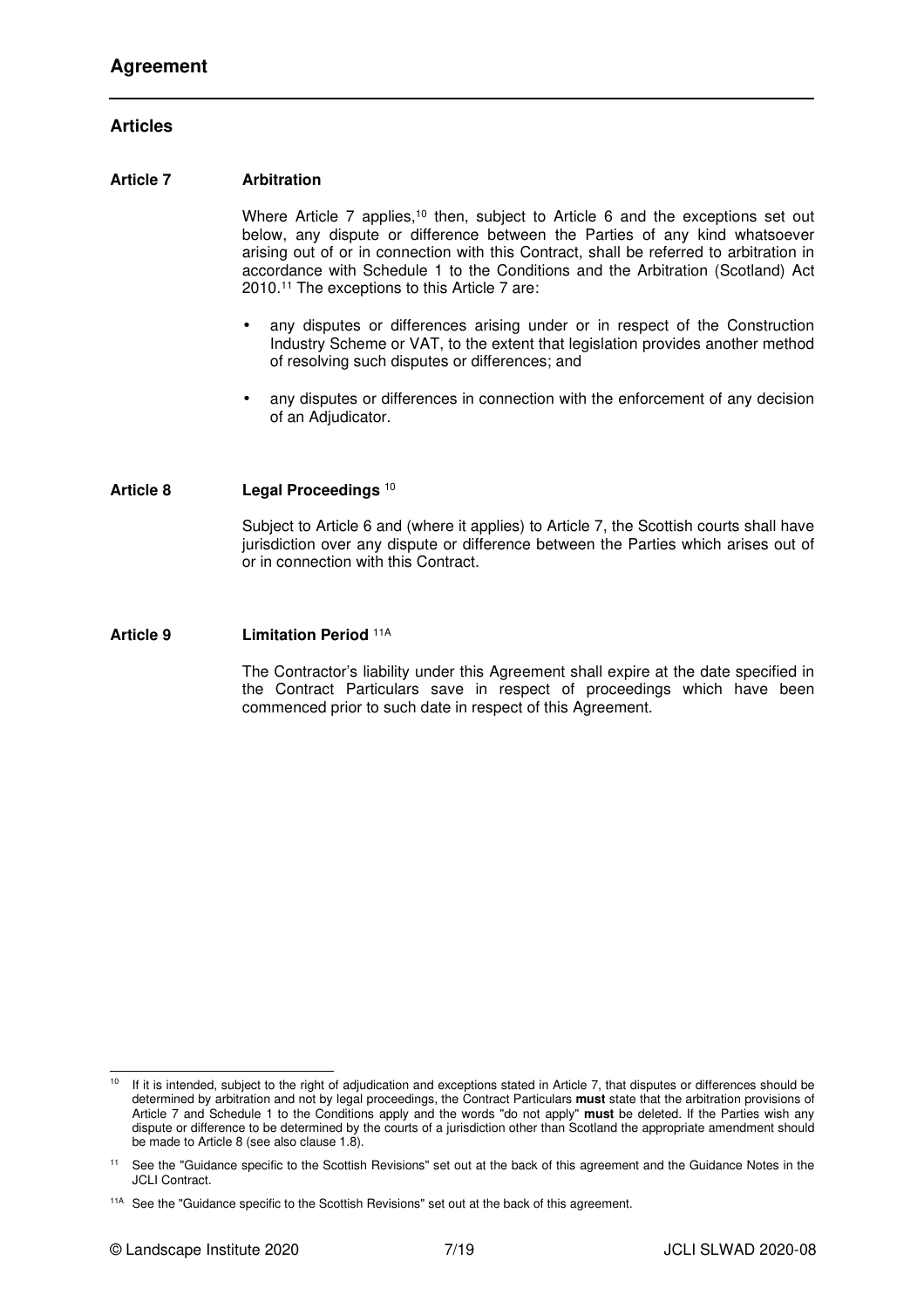# Agreement

## Articles

### Article 7 Arbitration

Where Article 7 applies,[10] then, subject to Article 6 and the exceptions set out below, any dispute or difference between the Parties of any kind whatsoever arising out of or in connection with this Contract, shall be referred to arbitration in accordance with Schedule 1 to the Conditions and the Arbitration (Scotland) Act 2010.[11] The exceptions to this Article 7 are:

- any disputes or differences arising under or in respect of the Construction Industry Scheme or VAT, to the extent that legislation provides another method of resolving such disputes or differences; and
- any disputes or differences in connection with the enforcement of any decision of an Adjudicator.

### Article 8 Legal Proceedings [10]

Subject to Article 6 and (where it applies) to Article 7, the Scottish courts shall have jurisdiction over any dispute or difference between the Parties which arises out of or in connection with this Contract.

### Article 9 Limitation Period [11A]

The Contractor's liability under this Agreement shall expire at the date specified in the Contract Particulars save in respect of proceedings which have been commenced prior to such date in respect of this Agreement.

---

[10] If it is intended, subject to the right of adjudication and exceptions stated in Article 7, that disputes or differences should be determined by arbitration and not by legal proceedings, the Contract Particulars **must** state that the arbitration provisions of Article 7 and Schedule 1 to the Conditions apply and the words "do not apply" **must** be deleted. If the Parties wish any dispute or difference to be determined by the courts of a jurisdiction other than Scotland the appropriate amendment should be made to Article 8 (see also clause 1.8).

[11] See the "Guidance specific to the Scottish Revisions" set out at the back of this agreement and the Guidance Notes in the JCLI Contract.

[11A] See the "Guidance specific to the Scottish Revisions" set out at the back of this agreement.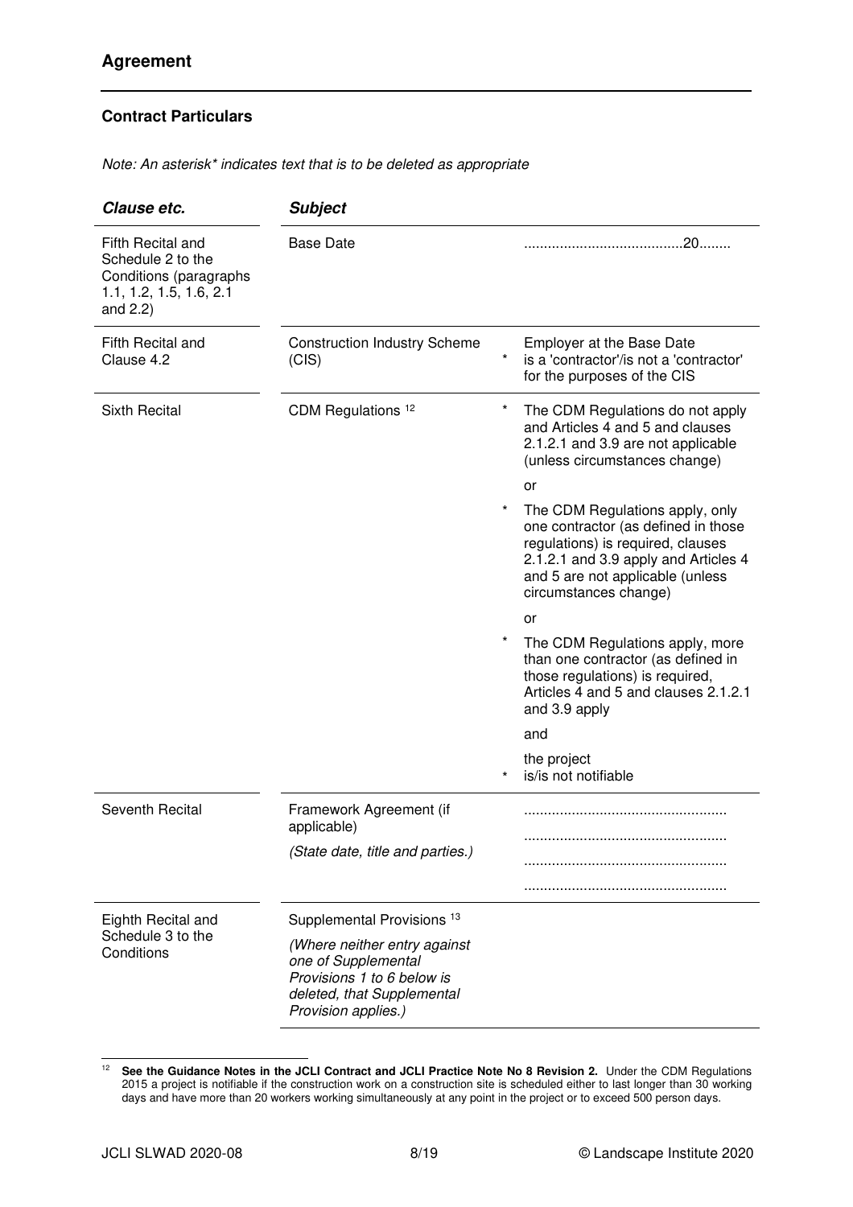## Agreement

### Contract Particulars

*Note: An asterisk\* indicates text that is to be deleted as appropriate*

| ***Clause etc.*** | ***Subject*** | |
|---|---|---|
| Fifth Recital and Schedule 2 to the Conditions (paragraphs 1.1, 1.2, 1.5, 1.6, 2.1 and 2.2) | Base Date | ........................................20........ |
| Fifth Recital and Clause 4.2 | Construction Industry Scheme (CIS) | * Employer at the Base Date is a 'contractor'/is not a 'contractor' for the purposes of the CIS |
| Sixth Recital | CDM Regulations [12] | * The CDM Regulations do not apply and Articles 4 and 5 and clauses 2.1.2.1 and 3.9 are not applicable (unless circumstances change)<br><br>or<br><br>* The CDM Regulations apply, only one contractor (as defined in those regulations) is required, clauses 2.1.2.1 and 3.9 apply and Articles 4 and 5 are not applicable (unless circumstances change)<br><br>or<br><br>* The CDM Regulations apply, more than one contractor (as defined in those regulations) is required, Articles 4 and 5 and clauses 2.1.2.1 and 3.9 apply<br><br>and<br><br>the project<br>* is/is not notifiable |
| Seventh Recital | Framework Agreement (if applicable)<br><br>*(State date, title and parties.)* | ..................................................<br>..................................................<br>..................................................<br>.................................................. |
| Eighth Recital and Schedule 3 to the Conditions | Supplemental Provisions [13]<br><br>*(Where neither entry against one of Supplemental Provisions 1 to 6 below is deleted, that Supplemental Provision applies.)* | |

[12] **See the Guidance Notes in the JCLI Contract and JCLI Practice Note No 8 Revision 2.** Under the CDM Regulations 2015 a project is notifiable if the construction work on a construction site is scheduled either to last longer than 30 working days and have more than 20 workers working simultaneously at any point in the project or to exceed 500 person days.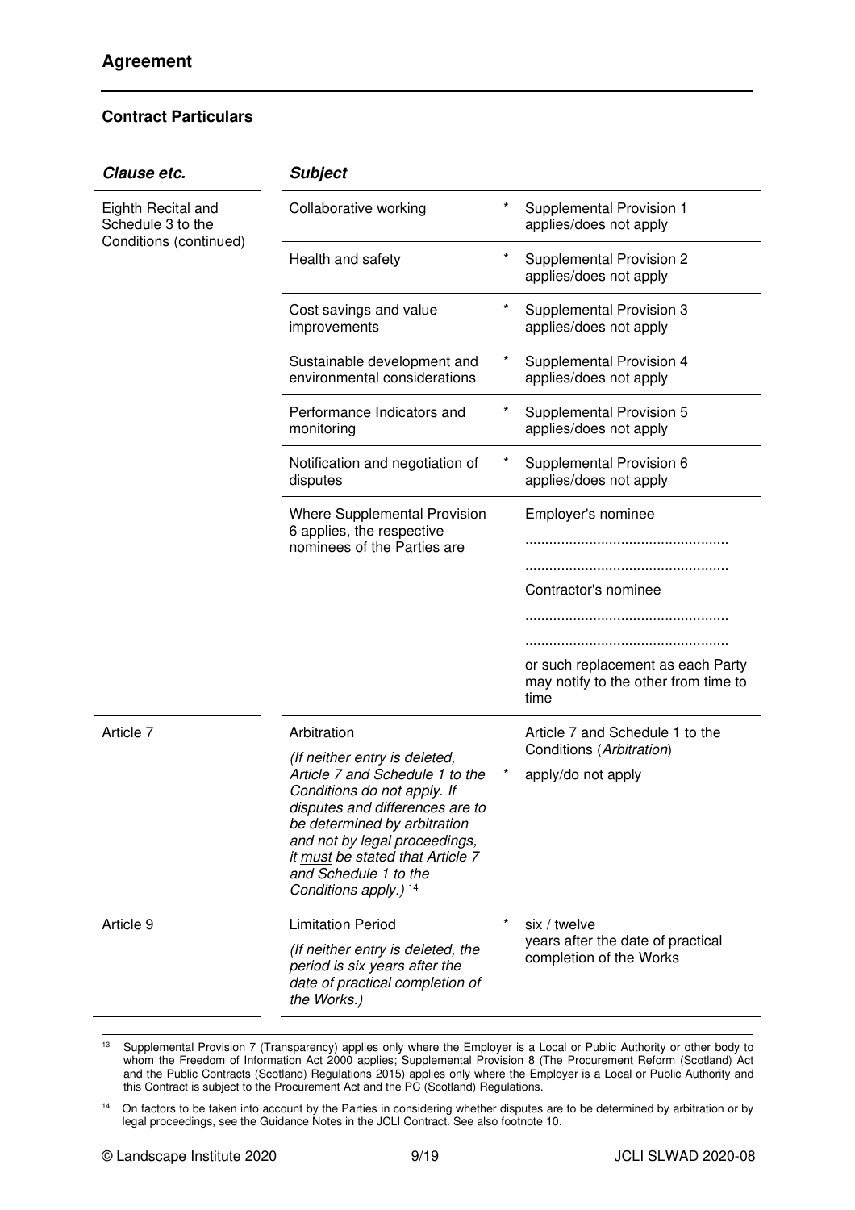## Agreement

### Contract Particulars

| *Clause etc.* | *Subject* | | |
|---|---|---|---|
| Eighth Recital and Schedule 3 to the Conditions (continued) | Collaborative working | * | Supplemental Provision 1 applies/does not apply |
| | Health and safety | * | Supplemental Provision 2 applies/does not apply |
| | Cost savings and value improvements | * | Supplemental Provision 3 applies/does not apply |
| | Sustainable development and environmental considerations | * | Supplemental Provision 4 applies/does not apply |
| | Performance Indicators and monitoring | * | Supplemental Provision 5 applies/does not apply |
| | Notification and negotiation of disputes | * | Supplemental Provision 6 applies/does not apply |
| | Where Supplemental Provision 6 applies, the respective nominees of the Parties are | | Employer's nominee<br>..................................................<br>..................................................<br>Contractor's nominee<br>..................................................<br>..................................................<br>or such replacement as each Party may notify to the other from time to time |
| Article 7 | Arbitration<br>*(If neither entry is deleted, Article 7 and Schedule 1 to the Conditions do not apply. If disputes and differences are to be determined by arbitration and not by legal proceedings, it <u>must</u> be stated that Article 7 and Schedule 1 to the Conditions apply.)* [14] | * | Article 7 and Schedule 1 to the Conditions (*Arbitration*)<br>apply/do not apply |
| Article 9 | Limitation Period<br>*(If neither entry is deleted, the period is six years after the date of practical completion of the Works.)* | * | six / twelve<br>years after the date of practical completion of the Works |

[13] Supplemental Provision 7 (Transparency) applies only where the Employer is a Local or Public Authority or other body to whom the Freedom of Information Act 2000 applies; Supplemental Provision 8 (The Procurement Reform (Scotland) Act and the Public Contracts (Scotland) Regulations 2015) applies only where the Employer is a Local or Public Authority and this Contract is subject to the Procurement Act and the PC (Scotland) Regulations.

[14] On factors to be taken into account by the Parties in considering whether disputes are to be determined by arbitration or by legal proceedings, see the Guidance Notes in the JCLI Contract. See also footnote 10.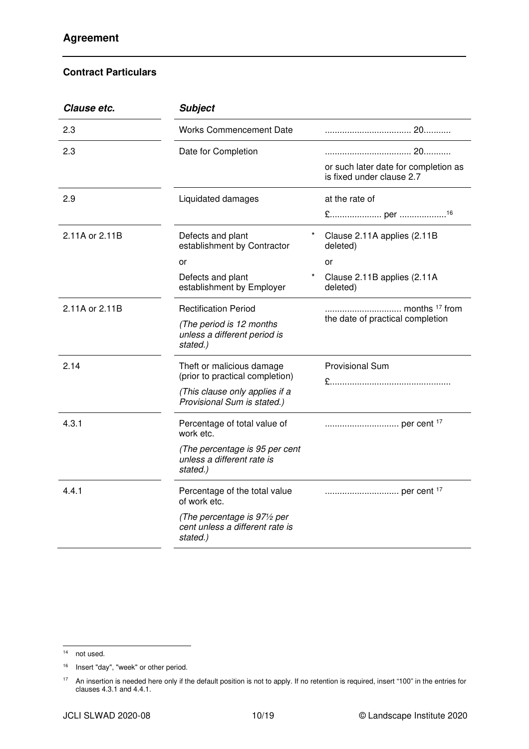## Agreement

### Contract Particulars

| *Clause etc.* | *Subject* | | |
|---|---|---|---|
| 2.3 | Works Commencement Date | | ................................... 20........... |
| 2.3 | Date for Completion | | ................................... 20...........<br>or such later date for completion as is fixed under clause 2.7 |
| 2.9 | Liquidated damages | | at the rate of<br>£.................... per ..................[16] |
| 2.11A or 2.11B | Defects and plant establishment by Contractor<br>or<br>Defects and plant establishment by Employer | *<br><br>* | Clause 2.11A applies (2.11B deleted)<br>or<br>Clause 2.11B applies (2.11A deleted) |
| 2.11A or 2.11B | Rectification Period<br>*(The period is 12 months unless a different period is stated.)* | | .............................. months [17] from the date of practical completion |
| 2.14 | Theft or malicious damage (prior to practical completion)<br>*(This clause only applies if a Provisional Sum is stated.)* | | Provisional Sum<br>£................................................ |
| 4.3.1 | Percentage of total value of work etc.<br>*(The percentage is 95 per cent unless a different rate is stated.)* | | .............................. per cent [17] |
| 4.4.1 | Percentage of the total value of work etc.<br>*(The percentage is 97½ per cent unless a different rate is stated.)* | | .............................. per cent [17] |

---

[14] not used.

[16] Insert "day", "week" or other period.

[17] An insertion is needed here only if the default position is not to apply. If no retention is required, insert "100" in the entries for clauses 4.3.1 and 4.4.1.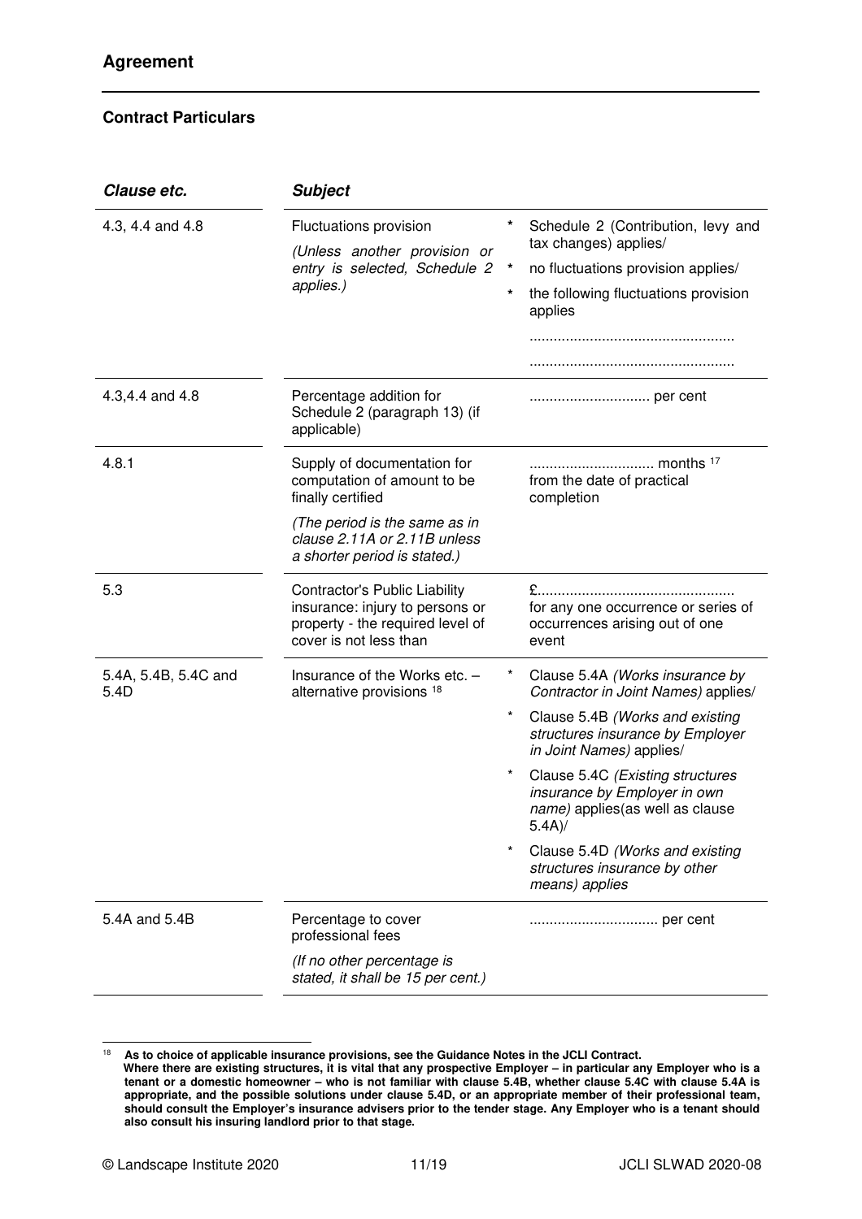## Agreement

### Contract Particulars

| *Clause etc.* | *Subject* | |
|---|---|---|
| 4.3, 4.4 and 4.8 | Fluctuations provision<br>*(Unless another provision or entry is selected, Schedule 2 applies.)* | * Schedule 2 (Contribution, levy and tax changes) applies/<br>* no fluctuations provision applies/<br>* the following fluctuations provision applies<br>..................................................<br>.................................................. |
| 4.3,4.4 and 4.8 | Percentage addition for Schedule 2 (paragraph 13) (if applicable) | ............................. per cent |
| 4.8.1 | Supply of documentation for computation of amount to be finally certified<br>*(The period is the same as in clause 2.11A or 2.11B unless a shorter period is stated.)* | .............................. months [17] from the date of practical completion |
| 5.3 | Contractor's Public Liability insurance: injury to persons or property - the required level of cover is not less than | £................................................ for any one occurrence or series of occurrences arising out of one event |
| 5.4A, 5.4B, 5.4C and 5.4D | Insurance of the Works etc. – alternative provisions [18] | * Clause 5.4A *(Works insurance by Contractor in Joint Names)* applies/<br>* Clause 5.4B *(Works and existing structures insurance by Employer in Joint Names)* applies/<br>* Clause 5.4C *(Existing structures insurance by Employer in own name)* applies(as well as clause 5.4A)/<br>* Clause 5.4D *(Works and existing structures insurance by other means)* applies |
| 5.4A and 5.4B | Percentage to cover professional fees<br>*(If no other percentage is stated, it shall be 15 per cent.)* | ............................... per cent |

[18] **As to choice of applicable insurance provisions, see the Guidance Notes in the JCLI Contract. Where there are existing structures, it is vital that any prospective Employer – in particular any Employer who is a tenant or a domestic homeowner – who is not familiar with clause 5.4B, whether clause 5.4C with clause 5.4A is appropriate, and the possible solutions under clause 5.4D, or an appropriate member of their professional team, should consult the Employer's insurance advisers prior to the tender stage. Any Employer who is a tenant should also consult his insuring landlord prior to that stage.**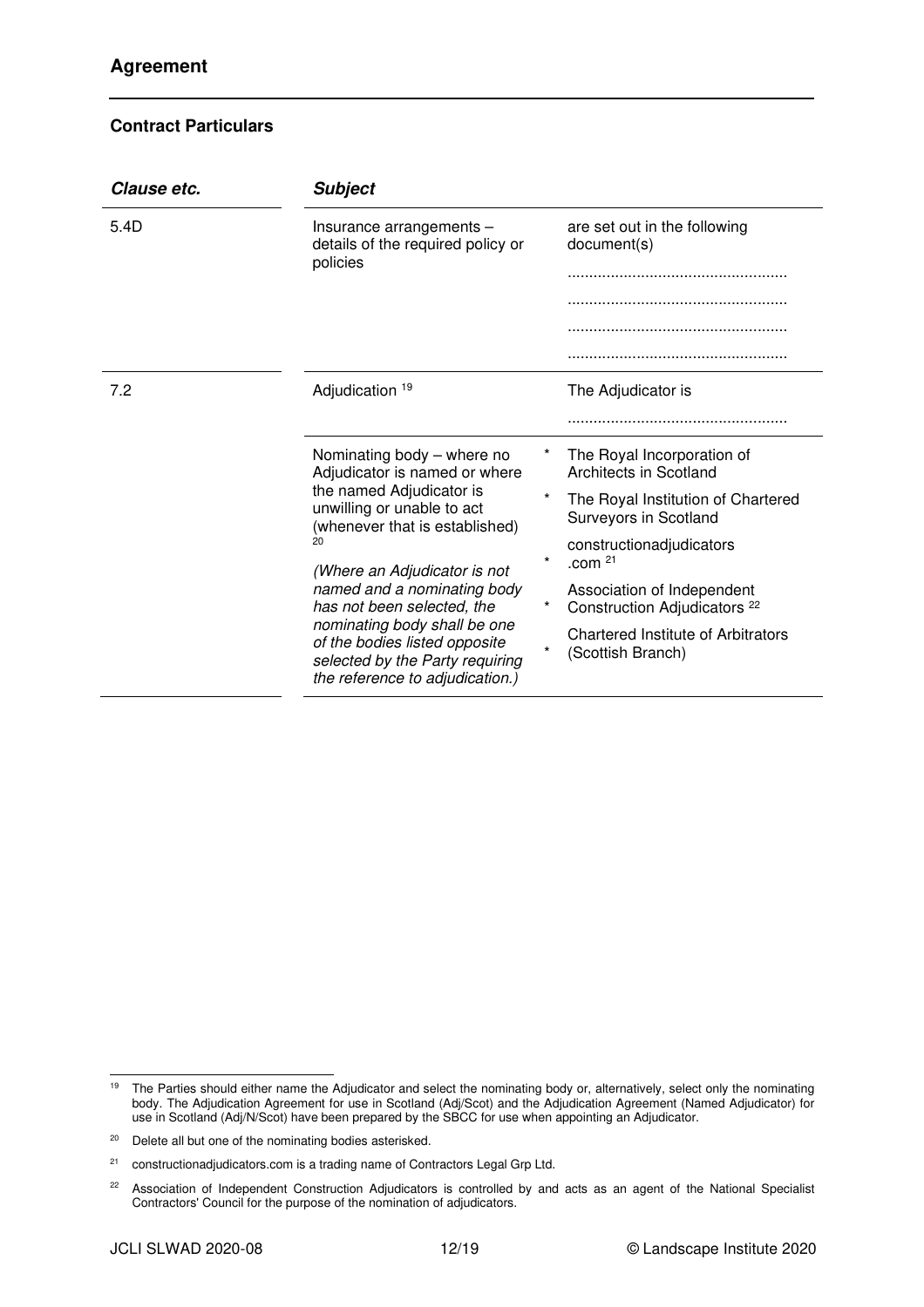## Agreement

### Contract Particulars

| *Clause etc.* | *Subject* | |
|---|---|---|
| 5.4D | Insurance arrangements – details of the required policy or policies | are set out in the following document(s)<br>..................................................<br>..................................................<br>..................................................<br>.................................................. |
| 7.2 | Adjudication [19] | The Adjudicator is<br>.................................................. |
| | Nominating body – where no Adjudicator is named or where the named Adjudicator is unwilling or unable to act (whenever that is established) [20]<br><br>*(Where an Adjudicator is not named and a nominating body has not been selected, the nominating body shall be one of the bodies listed opposite selected by the Party requiring the reference to adjudication.)* | * The Royal Incorporation of Architects in Scotland<br>* The Royal Institution of Chartered Surveyors in Scotland<br>* constructionadjudicators .com [21]<br>* Association of Independent Construction Adjudicators [22]<br>* Chartered Institute of Arbitrators (Scottish Branch) |

[19] The Parties should either name the Adjudicator and select the nominating body or, alternatively, select only the nominating body. The Adjudication Agreement for use in Scotland (Adj/Scot) and the Adjudication Agreement (Named Adjudicator) for use in Scotland (Adj/N/Scot) have been prepared by the SBCC for use when appointing an Adjudicator.

[20] Delete all but one of the nominating bodies asterisked.

[21] constructionadjudicators.com is a trading name of Contractors Legal Grp Ltd.

[22] Association of Independent Construction Adjudicators is controlled by and acts as an agent of the National Specialist Contractors' Council for the purpose of the nomination of adjudicators.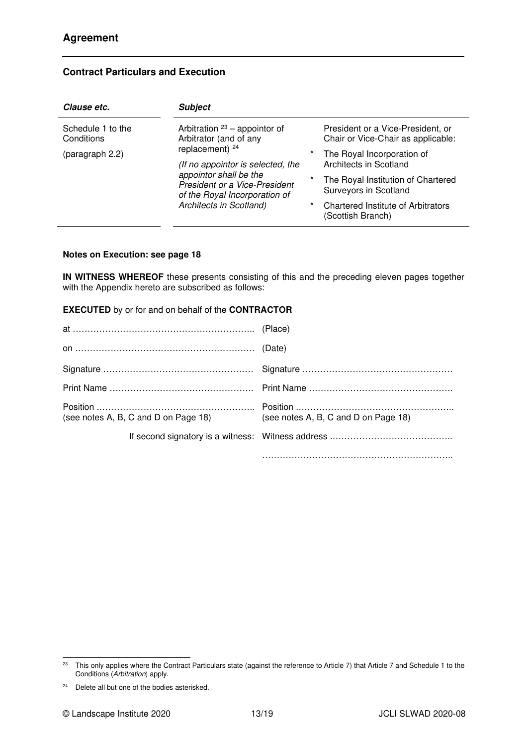# Agreement

## Contract Particulars and Execution

| *Clause etc.* | *Subject* | |
|---|---|---|
| Schedule 1 to the Conditions<br><br>(paragraph 2.2) | Arbitration [23] – appointor of Arbitrator (and of any replacement) [24]<br><br>*(If no appointor is selected, the appointor shall be the President or a Vice-President of the Royal Incorporation of Architects in Scotland)* | President or a Vice-President, or Chair or Vice-Chair as applicable:<br><br>* The Royal Incorporation of Architects in Scotland<br><br>* The Royal Institution of Chartered Surveyors in Scotland<br><br>* Chartered Institute of Arbitrators (Scottish Branch) |

**Notes on Execution: see page 18**

**IN WITNESS WHEREOF** these presents consisting of this and the preceding eleven pages together with the Appendix hereto are subscribed as follows:

**EXECUTED** by or for and on behalf of the **CONTRACTOR**

at …………………………………………………….. (Place)

on …………………………………………………… (Date)

| | |
|---|---|
| Signature …………………………………………… | Signature …………………………………………… |
| Print Name ………………………………………… | Print Name …………………………………………. |
| Position ……………………………………………..<br>(see notes A, B, C and D on Page 18) | Position ……………………………………………..<br>(see notes A, B, C and D on Page 18) |
| If second signatory is a witness: | Witness address …………………………………..<br>……………………………………………………….. |

[23] This only applies where the Contract Particulars state (against the reference to Article 7) that Article 7 and Schedule 1 to the Conditions (*Arbitration*) apply.

[24] Delete all but one of the bodies asterisked.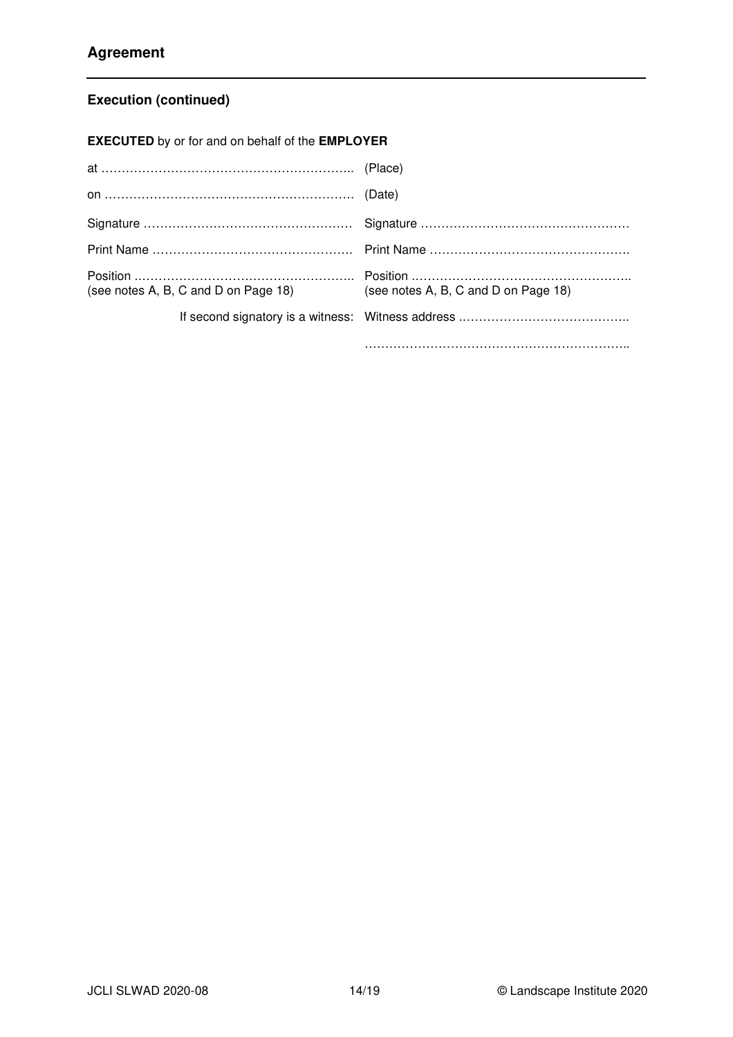## Agreement

### Execution (continued)

**EXECUTED** by or for and on behalf of the **EMPLOYER**

at ………………………………………………….. (Place)

on …………………………………………………. (Date)

| | |
|---|---|
| Signature …………………………………………. | Signature …………………………………………. |
| Print Name ………………………………………. | Print Name ………………………………………. |
| Position ……………………………………………. (see notes A, B, C and D on Page 18) | Position ……………………………………………. (see notes A, B, C and D on Page 18) |
| If second signatory is a witness: | Witness address ………………………………….. |
| | ……………………………………………………….. |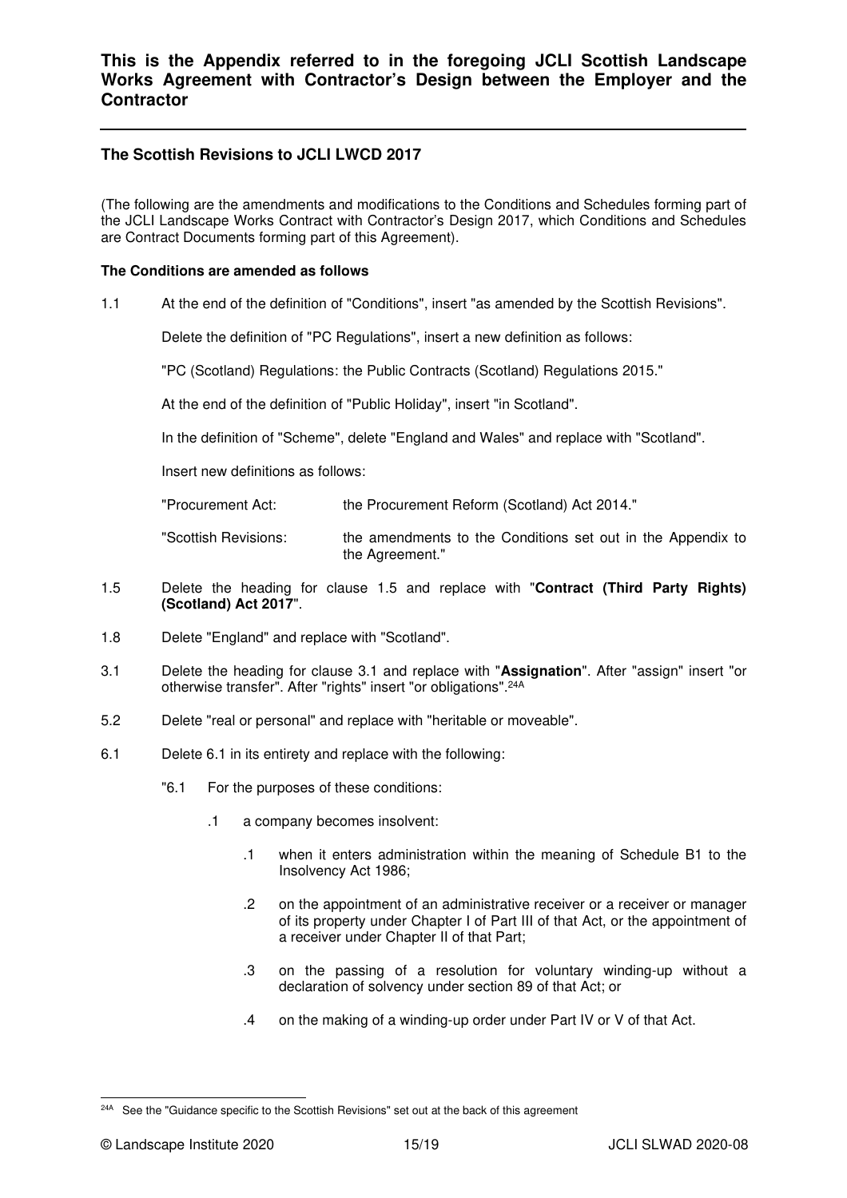**This is the Appendix referred to in the foregoing JCLI Scottish Landscape Works Agreement with Contractor's Design between the Employer and the Contractor**

---

**The Scottish Revisions to JCLI LWCD 2017**

(The following are the amendments and modifications to the Conditions and Schedules forming part of the JCLI Landscape Works Contract with Contractor's Design 2017, which Conditions and Schedules are Contract Documents forming part of this Agreement).

**The Conditions are amended as follows**

1.1 At the end of the definition of "Conditions", insert "as amended by the Scottish Revisions".

Delete the definition of "PC Regulations", insert a new definition as follows:

"PC (Scotland) Regulations: the Public Contracts (Scotland) Regulations 2015."

At the end of the definition of "Public Holiday", insert "in Scotland".

In the definition of "Scheme", delete "England and Wales" and replace with "Scotland".

Insert new definitions as follows:

"Procurement Act: the Procurement Reform (Scotland) Act 2014."

"Scottish Revisions: the amendments to the Conditions set out in the Appendix to the Agreement."

1.5 Delete the heading for clause 1.5 and replace with "**Contract (Third Party Rights) (Scotland) Act 2017**".

1.8 Delete "England" and replace with "Scotland".

3.1 Delete the heading for clause 3.1 and replace with "**Assignation**". After "assign" insert "or otherwise transfer". After "rights" insert "or obligations".[24A]

5.2 Delete "real or personal" and replace with "heritable or moveable".

6.1 Delete 6.1 in its entirety and replace with the following:

"6.1 For the purposes of these conditions:

.1 a company becomes insolvent:

.1 when it enters administration within the meaning of Schedule B1 to the Insolvency Act 1986;

.2 on the appointment of an administrative receiver or a receiver or manager of its property under Chapter I of Part III of that Act, or the appointment of a receiver under Chapter II of that Part;

.3 on the passing of a resolution for voluntary winding-up without a declaration of solvency under section 89 of that Act; or

.4 on the making of a winding-up order under Part IV or V of that Act.

---

[24A] See the "Guidance specific to the Scottish Revisions" set out at the back of this agreement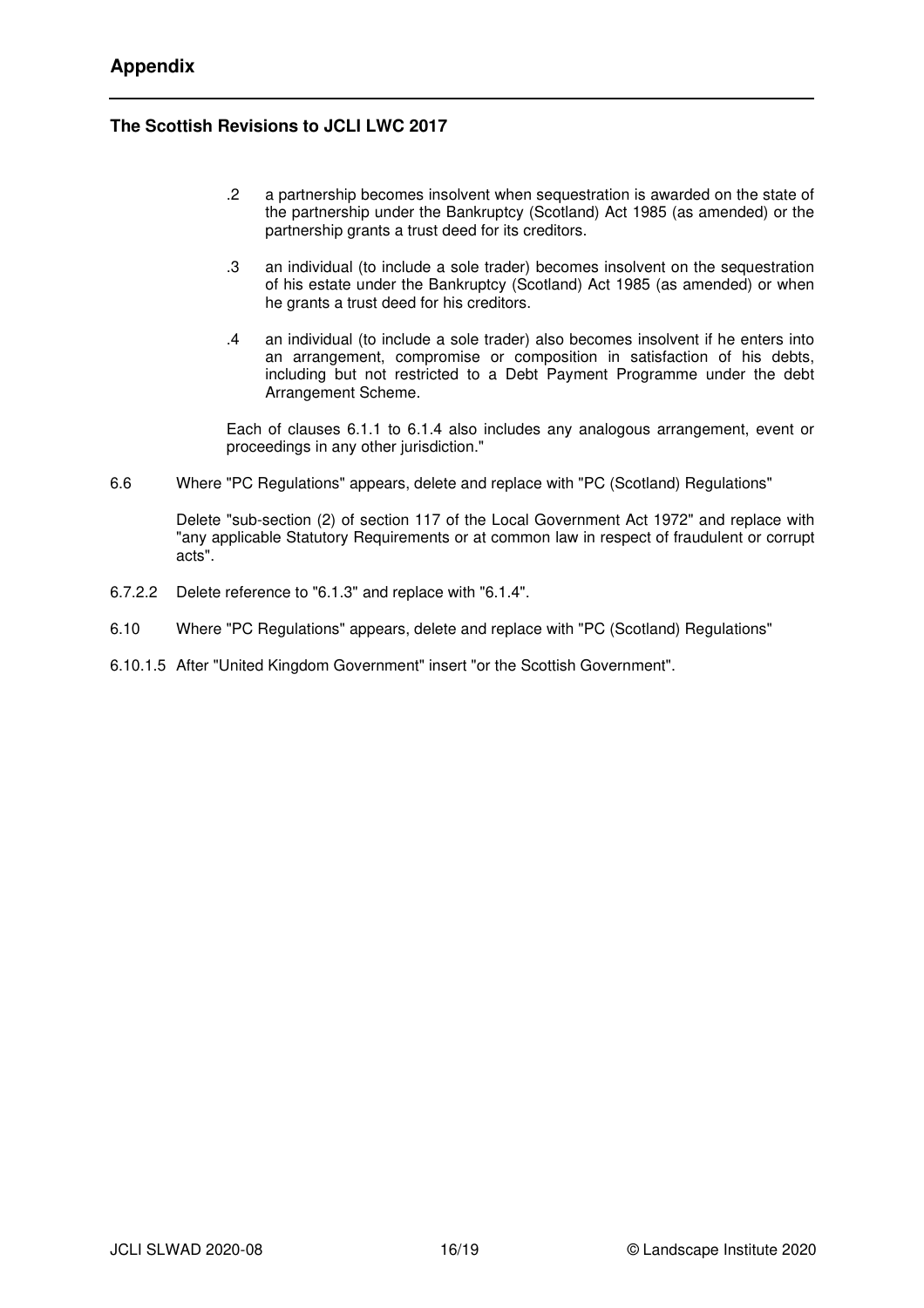## Appendix

### The Scottish Revisions to JCLI LWC 2017

.2 a partnership becomes insolvent when sequestration is awarded on the state of the partnership under the Bankruptcy (Scotland) Act 1985 (as amended) or the partnership grants a trust deed for its creditors.

.3 an individual (to include a sole trader) becomes insolvent on the sequestration of his estate under the Bankruptcy (Scotland) Act 1985 (as amended) or when he grants a trust deed for his creditors.

.4 an individual (to include a sole trader) also becomes insolvent if he enters into an arrangement, compromise or composition in satisfaction of his debts, including but not restricted to a Debt Payment Programme under the debt Arrangement Scheme.

Each of clauses 6.1.1 to 6.1.4 also includes any analogous arrangement, event or proceedings in any other jurisdiction."

6.6 Where "PC Regulations" appears, delete and replace with "PC (Scotland) Regulations"

Delete "sub-section (2) of section 117 of the Local Government Act 1972" and replace with "any applicable Statutory Requirements or at common law in respect of fraudulent or corrupt acts".

6.7.2.2 Delete reference to "6.1.3" and replace with "6.1.4".

6.10 Where "PC Regulations" appears, delete and replace with "PC (Scotland) Regulations"

6.10.1.5 After "United Kingdom Government" insert "or the Scottish Government".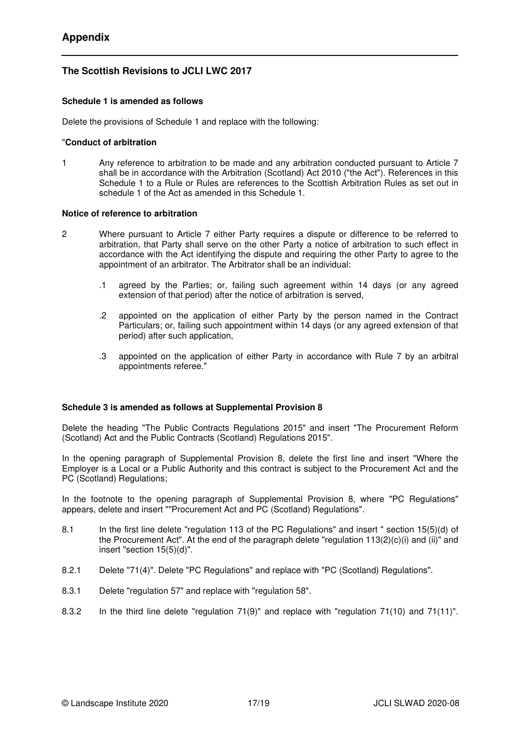## Appendix

### The Scottish Revisions to JCLI LWC 2017

**Schedule 1 is amended as follows**

Delete the provisions of Schedule 1 and replace with the following:

"**Conduct of arbitration**

1 Any reference to arbitration to be made and any arbitration conducted pursuant to Article 7 shall be in accordance with the Arbitration (Scotland) Act 2010 ("the Act"). References in this Schedule 1 to a Rule or Rules are references to the Scottish Arbitration Rules as set out in schedule 1 of the Act as amended in this Schedule 1.

**Notice of reference to arbitration**

2 Where pursuant to Article 7 either Party requires a dispute or difference to be referred to arbitration, that Party shall serve on the other Party a notice of arbitration to such effect in accordance with the Act identifying the dispute and requiring the other Party to agree to the appointment of an arbitrator. The Arbitrator shall be an individual:

- .1 agreed by the Parties; or, failing such agreement within 14 days (or any agreed extension of that period) after the notice of arbitration is served,
- .2 appointed on the application of either Party by the person named in the Contract Particulars; or, failing such appointment within 14 days (or any agreed extension of that period) after such application,
- .3 appointed on the application of either Party in accordance with Rule 7 by an arbitral appointments referee."

**Schedule 3 is amended as follows at Supplemental Provision 8**

Delete the heading "The Public Contracts Regulations 2015" and insert "The Procurement Reform (Scotland) Act and the Public Contracts (Scotland) Regulations 2015".

In the opening paragraph of Supplemental Provision 8, delete the first line and insert "Where the Employer is a Local or a Public Authority and this contract is subject to the Procurement Act and the PC (Scotland) Regulations;

In the footnote to the opening paragraph of Supplemental Provision 8, where "PC Regulations" appears, delete and insert ""Procurement Act and PC (Scotland) Regulations".

8.1 In the first line delete "regulation 113 of the PC Regulations" and insert " section 15(5)(d) of the Procurement Act". At the end of the paragraph delete "regulation 113(2)(c)(i) and (ii)" and insert "section 15(5)(d)".

8.2.1 Delete "71(4)". Delete "PC Regulations" and replace with "PC (Scotland) Regulations".

8.3.1 Delete "regulation 57" and replace with "regulation 58".

8.3.2 In the third line delete "regulation 71(9)" and replace with "regulation 71(10) and 71(11)".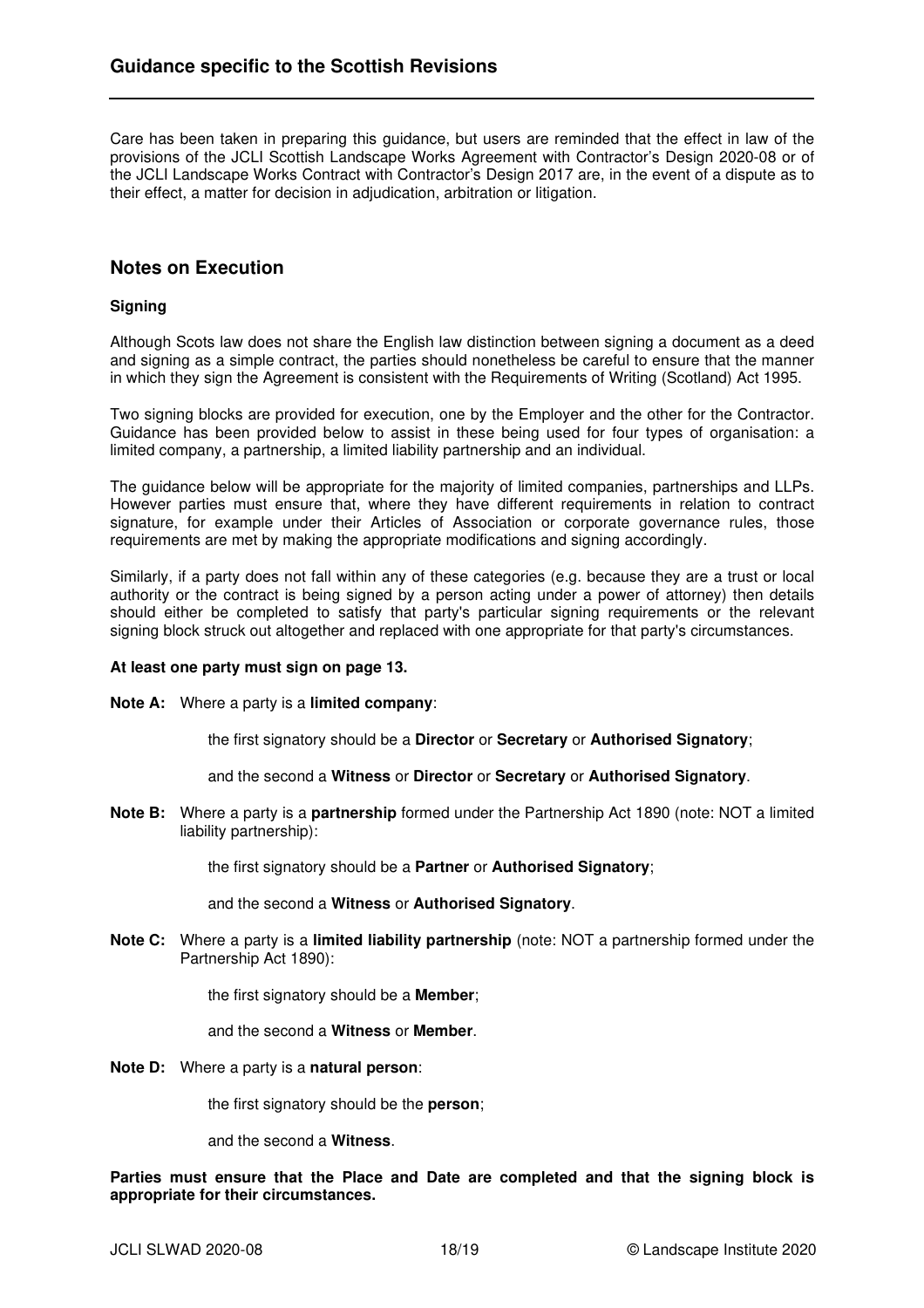## Guidance specific to the Scottish Revisions

Care has been taken in preparing this guidance, but users are reminded that the effect in law of the provisions of the JCLI Scottish Landscape Works Agreement with Contractor's Design 2020-08 or of the JCLI Landscape Works Contract with Contractor's Design 2017 are, in the event of a dispute as to their effect, a matter for decision in adjudication, arbitration or litigation.

## Notes on Execution

### Signing

Although Scots law does not share the English law distinction between signing a document as a deed and signing as a simple contract, the parties should nonetheless be careful to ensure that the manner in which they sign the Agreement is consistent with the Requirements of Writing (Scotland) Act 1995.

Two signing blocks are provided for execution, one by the Employer and the other for the Contractor. Guidance has been provided below to assist in these being used for four types of organisation: a limited company, a partnership, a limited liability partnership and an individual.

The guidance below will be appropriate for the majority of limited companies, partnerships and LLPs. However parties must ensure that, where they have different requirements in relation to contract signature, for example under their Articles of Association or corporate governance rules, those requirements are met by making the appropriate modifications and signing accordingly.

Similarly, if a party does not fall within any of these categories (e.g. because they are a trust or local authority or the contract is being signed by a person acting under a power of attorney) then details should either be completed to satisfy that party's particular signing requirements or the relevant signing block struck out altogether and replaced with one appropriate for that party's circumstances.

**At least one party must sign on page 13.**

**Note A:** Where a party is a **limited company**:

the first signatory should be a **Director** or **Secretary** or **Authorised Signatory**;

and the second a **Witness** or **Director** or **Secretary** or **Authorised Signatory**.

**Note B:** Where a party is a **partnership** formed under the Partnership Act 1890 (note: NOT a limited liability partnership):

the first signatory should be a **Partner** or **Authorised Signatory**;

and the second a **Witness** or **Authorised Signatory**.

**Note C:** Where a party is a **limited liability partnership** (note: NOT a partnership formed under the Partnership Act 1890):

the first signatory should be a **Member**;

and the second a **Witness** or **Member**.

**Note D:** Where a party is a **natural person**:

the first signatory should be the **person**;

and the second a **Witness**.

**Parties must ensure that the Place and Date are completed and that the signing block is appropriate for their circumstances.**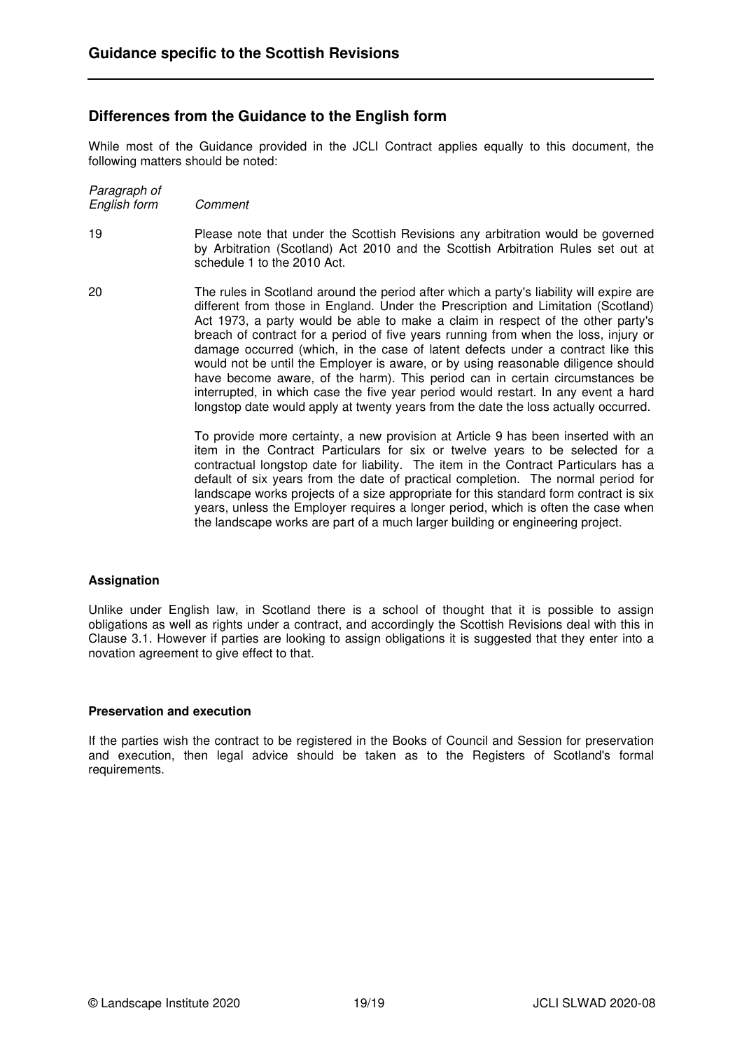## Guidance specific to the Scottish Revisions

### Differences from the Guidance to the English form

While most of the Guidance provided in the JCLI Contract applies equally to this document, the following matters should be noted:

| *Paragraph of English form* | *Comment* |
|---|---|
| 19 | Please note that under the Scottish Revisions any arbitration would be governed by Arbitration (Scotland) Act 2010 and the Scottish Arbitration Rules set out at schedule 1 to the 2010 Act. |
| 20 | The rules in Scotland around the period after which a party's liability will expire are different from those in England. Under the Prescription and Limitation (Scotland) Act 1973, a party would be able to make a claim in respect of the other party's breach of contract for a period of five years running from when the loss, injury or damage occurred (which, in the case of latent defects under a contract like this would not be until the Employer is aware, or by using reasonable diligence should have become aware, of the harm). This period can in certain circumstances be interrupted, in which case the five year period would restart. In any event a hard longstop date would apply at twenty years from the date the loss actually occurred.<br><br>To provide more certainty, a new provision at Article 9 has been inserted with an item in the Contract Particulars for six or twelve years to be selected for a contractual longstop date for liability. The item in the Contract Particulars has a default of six years from the date of practical completion. The normal period for landscape works projects of a size appropriate for this standard form contract is six years, unless the Employer requires a longer period, which is often the case when the landscape works are part of a much larger building or engineering project. |

**Assignation**

Unlike under English law, in Scotland there is a school of thought that it is possible to assign obligations as well as rights under a contract, and accordingly the Scottish Revisions deal with this in Clause 3.1. However if parties are looking to assign obligations it is suggested that they enter into a novation agreement to give effect to that.

**Preservation and execution**

If the parties wish the contract to be registered in the Books of Council and Session for preservation and execution, then legal advice should be taken as to the Registers of Scotland's formal requirements.